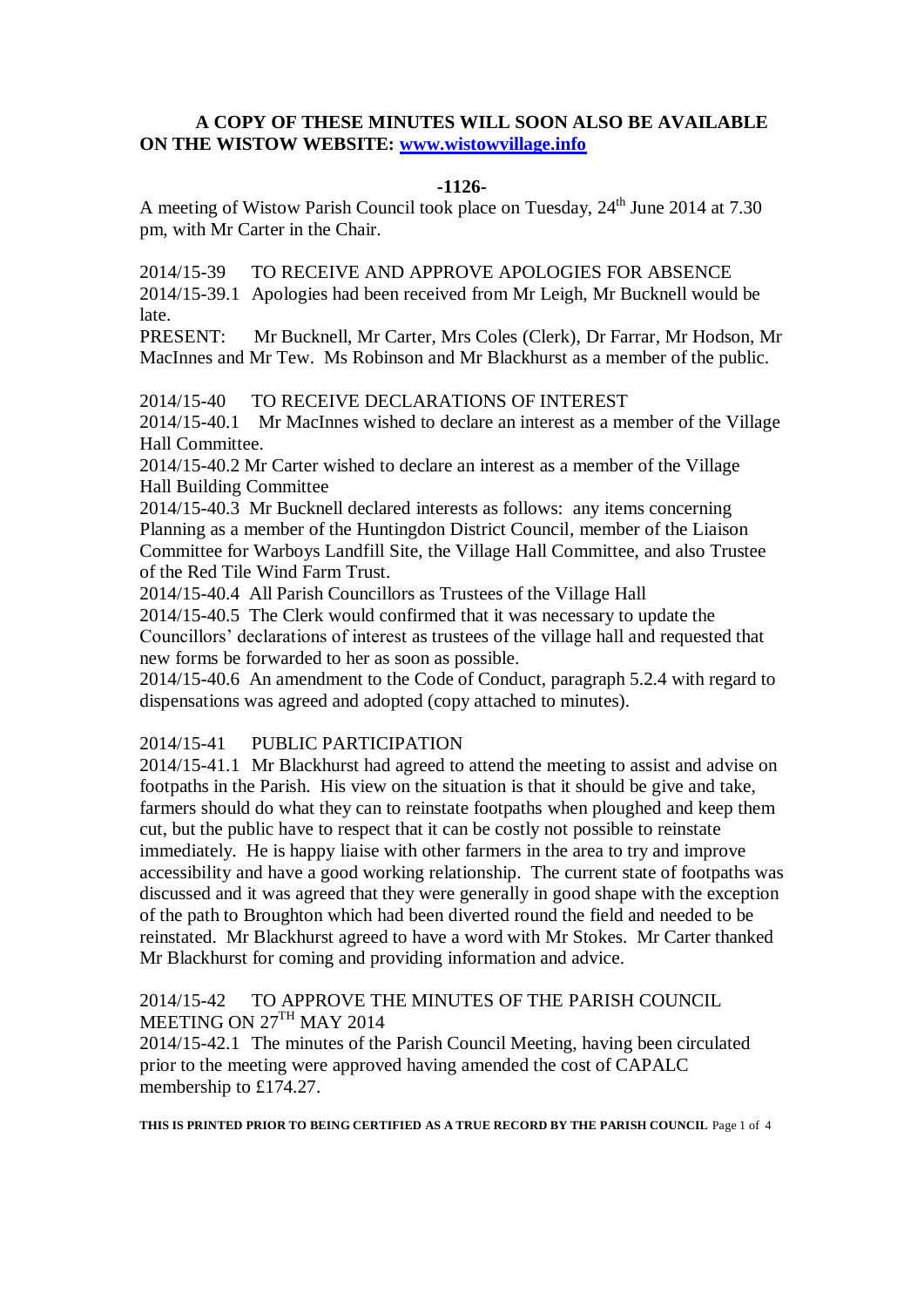**A COPY OF THESE MINUTES WILL SOON ALSO BE AVAILABLE ON THE WISTOW WEBSITE: [www.wistowvillage.info](http://www.wistowvillage.info)**

**-1126-**

A meeting of Wistow Parish Council took place on Tuesday, 24th June 2014 at 7.30 pm, with Mr Carter in the Chair.

2014/15-39 TO RECEIVE AND APPROVE APOLOGIES FOR ABSENCE

2014/15-39.1 Apologies had been received from Mr Leigh, Mr Bucknell would be late.

PRESENT: Mr Bucknell, Mr Carter, Mrs Coles (Clerk), Dr Farrar, Mr Hodson, Mr MacInnes and Mr Tew. Ms Robinson and Mr Blackhurst as a member of the public.

2014/15-40 TO RECEIVE DECLARATIONS OF INTEREST

2014/15-40.1 Mr MacInnes wished to declare an interest as a member of the Village Hall Committee.

2014/15-40.2 Mr Carter wished to declare an interest as a member of the Village Hall Building Committee

2014/15-40.3 Mr Bucknell declared interests as follows: any items concerning Planning as a member of the Huntingdon District Council, member of the Liaison Committee for Warboys Landfill Site, the Village Hall Committee, and also Trustee of the Red Tile Wind Farm Trust.

2014/15-40.4 All Parish Councillors as Trustees of the Village Hall

2014/15-40.5 The Clerk would confirmed that it was necessary to update the Councillors' declarations of interest as trustees of the village hall and requested that new forms be forwarded to her as soon as possible.

2014/15-40.6 An amendment to the Code of Conduct, paragraph 5.2.4 with regard to dispensations was agreed and adopted (copy attached to minutes).

2014/15-41 PUBLIC PARTICIPATION

2014/15-41.1 Mr Blackhurst had agreed to attend the meeting to assist and advise on footpaths in the Parish. His view on the situation is that it should be give and take, farmers should do what they can to reinstate footpaths when ploughed and keep them cut, but the public have to respect that it can be costly not possible to reinstate immediately. He is happy liaise with other farmers in the area to try and improve accessibility and have a good working relationship. The current state of footpaths was discussed and it was agreed that they were generally in good shape with the exception of the path to Broughton which had been diverted round the field and needed to be reinstated. Mr Blackhurst agreed to have a word with Mr Stokes. Mr Carter thanked Mr Blackhurst for coming and providing information and advice.

2014/15-42 TO APPROVE THE MINUTES OF THE PARISH COUNCIL MEETING ON 27TH MAY 2014

2014/15-42.1 The minutes of the Parish Council Meeting, having been circulated prior to the meeting were approved having amended the cost of CAPALC membership to £174.27.

**THIS IS PRINTED PRIOR TO BEING CERTIFIED AS A TRUE RECORD BY THE PARISH COUNCIL**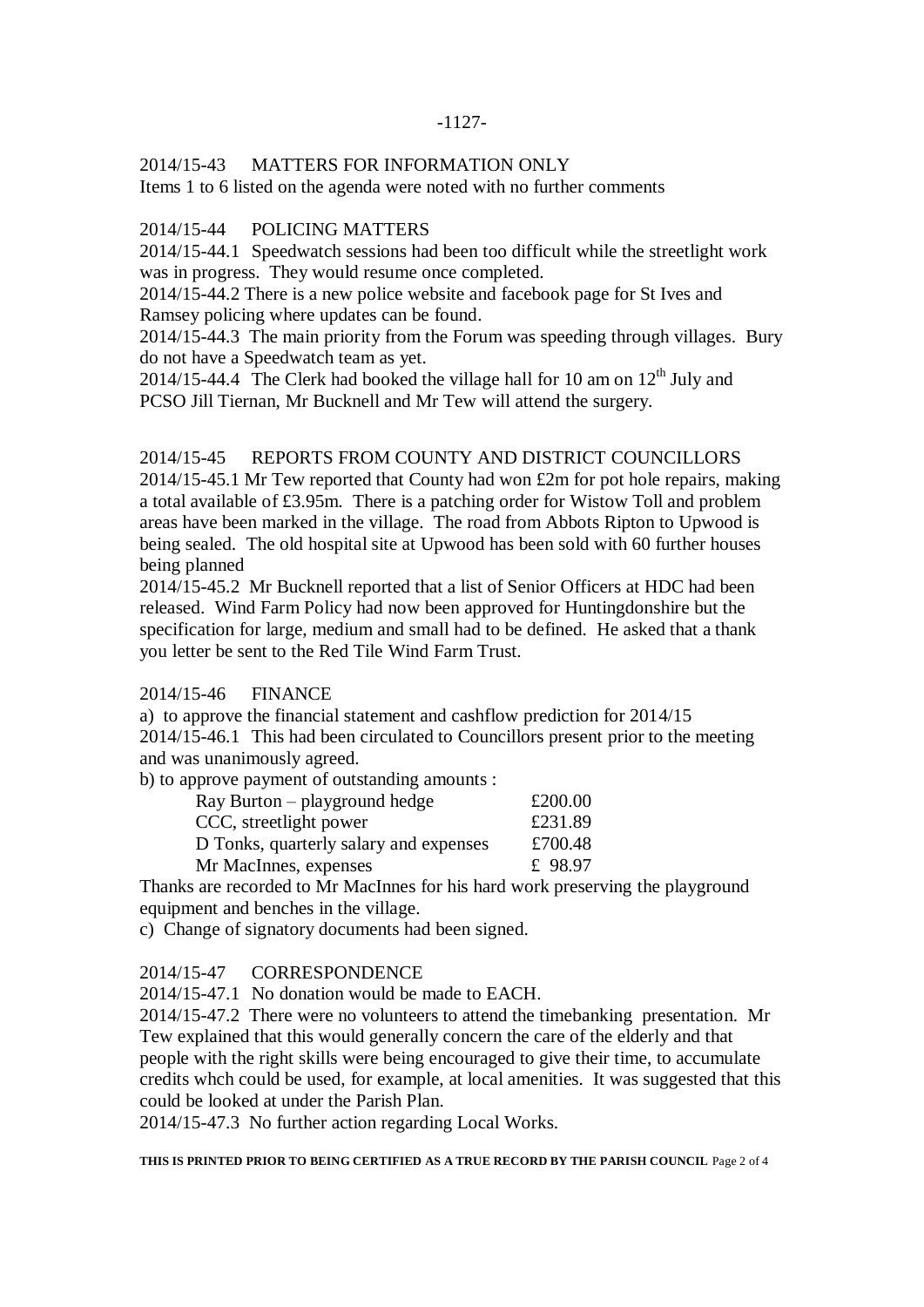2014/15-43 MATTERS FOR INFORMATION ONLY

Items 1 to 6 listed on the agenda were noted with no further comments

2014/15-44 POLICING MATTERS

2014/15-44.1 Speedwatch sessions had been too difficult while the streetlight work was in progress. They would resume once completed.

2014/15-44.2 There is a new police website and facebook page for St Ives and Ramsey policing where updates can be found.

2014/15-44.3 The main priority from the Forum was speeding through villages. Bury do not have a Speedwatch team as yet.

2014/15-44.4 The Clerk had booked the village hall for 10 am on 12th July and PCSO Jill Tiernan, Mr Bucknell and Mr Tew will attend the surgery.

2014/15-45 REPORTS FROM COUNTY AND DISTRICT COUNCILLORS

2014/15-45.1 Mr Tew reported that County had won £2m for pot hole repairs, making a total available of £3.95m. There is a patching order for Wistow Toll and problem areas have been marked in the village. The road from Abbots Ripton to Upwood is being sealed. The old hospital site at Upwood has been sold with 60 further houses being planned

2014/15-45.2 Mr Bucknell reported that a list of Senior Officers at HDC had been released. Wind Farm Policy had now been approved for Huntingdonshire but the specification for large, medium and small had to be defined. He asked that a thank you letter be sent to the Red Tile Wind Farm Trust.

2014/15-46 FINANCE

a) to approve the financial statement and cashflow prediction for 2014/15

2014/15-46.1 This had been circulated to Councillors present prior to the meeting and was unanimously agreed.

b) to approve payment of outstanding amounts :

| | |
|---|---|
| Ray Burton – playground hedge | £200.00 |
| CCC, streetlight power | £231.89 |
| D Tonks, quarterly salary and expenses | £700.48 |
| Mr MacInnes, expenses | £ 98.97 |

Thanks are recorded to Mr MacInnes for his hard work preserving the playground equipment and benches in the village.

c) Change of signatory documents had been signed.

2014/15-47 CORRESPONDENCE

2014/15-47.1 No donation would be made to EACH.

2014/15-47.2 There were no volunteers to attend the timebanking presentation. Mr Tew explained that this would generally concern the care of the elderly and that people with the right skills were being encouraged to give their time, to accumulate credits whch could be used, for example, at local amenities. It was suggested that this could be looked at under the Parish Plan.

2014/15-47.3 No further action regarding Local Works.

**THIS IS PRINTED PRIOR TO BEING CERTIFIED AS A TRUE RECORD BY THE PARISH COUNCIL**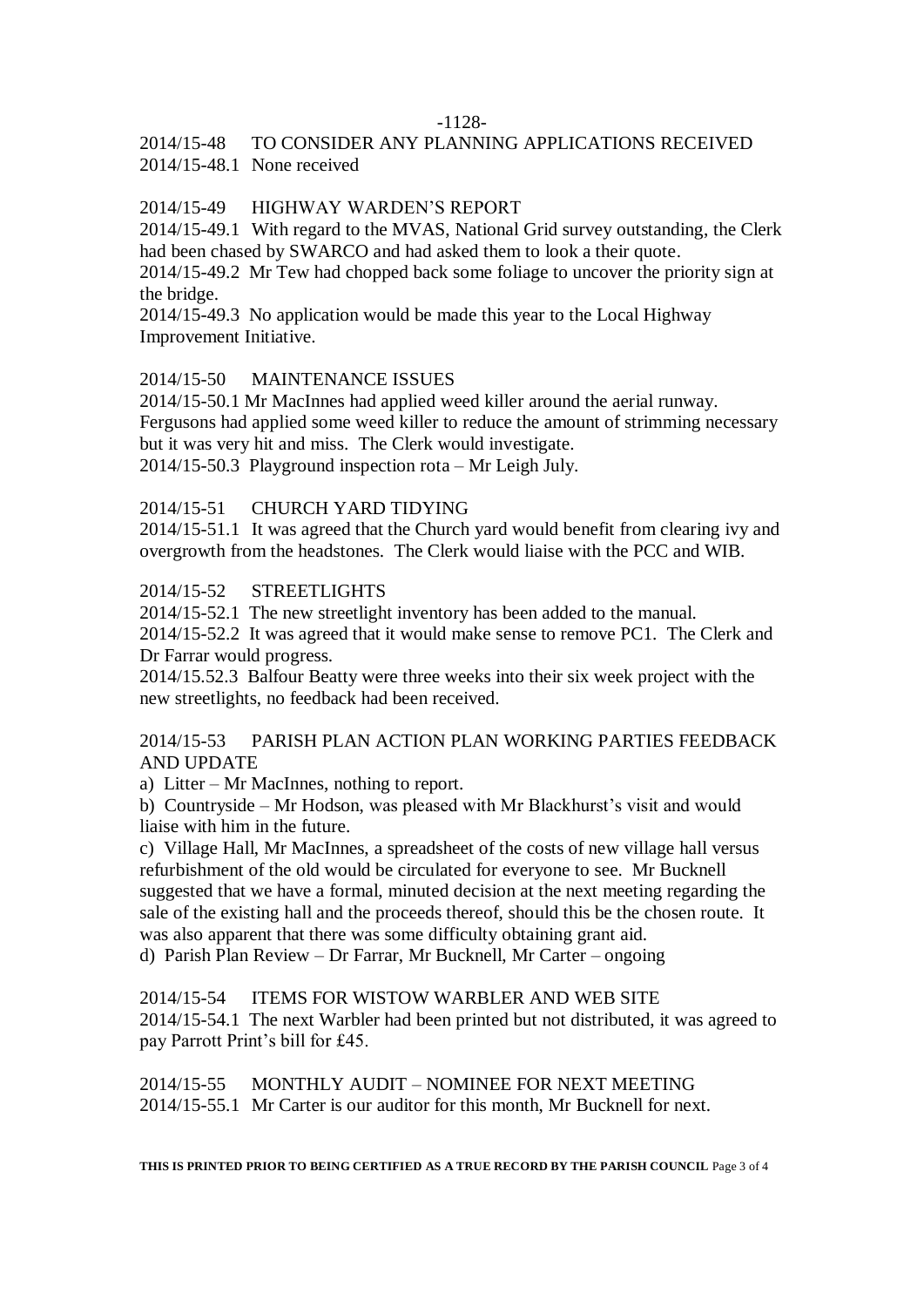2014/15-48 TO CONSIDER ANY PLANNING APPLICATIONS RECEIVED
2014/15-48.1 None received

2014/15-49 HIGHWAY WARDEN'S REPORT
2014/15-49.1 With regard to the MVAS, National Grid survey outstanding, the Clerk had been chased by SWARCO and had asked them to look a their quote.
2014/15-49.2 Mr Tew had chopped back some foliage to uncover the priority sign at the bridge.
2014/15-49.3 No application would be made this year to the Local Highway Improvement Initiative.

2014/15-50 MAINTENANCE ISSUES
2014/15-50.1 Mr MacInnes had applied weed killer around the aerial runway. Fergusons had applied some weed killer to reduce the amount of strimming necessary but it was very hit and miss. The Clerk would investigate.
2014/15-50.3 Playground inspection rota – Mr Leigh July.

2014/15-51 CHURCH YARD TIDYING
2014/15-51.1 It was agreed that the Church yard would benefit from clearing ivy and overgrowth from the headstones. The Clerk would liaise with the PCC and WIB.

2014/15-52 STREETLIGHTS
2014/15-52.1 The new streetlight inventory has been added to the manual.
2014/15-52.2 It was agreed that it would make sense to remove PC1. The Clerk and Dr Farrar would progress.
2014/15.52.3 Balfour Beatty were three weeks into their six week project with the new streetlights, no feedback had been received.

2014/15-53 PARISH PLAN ACTION PLAN WORKING PARTIES FEEDBACK AND UPDATE
a) Litter – Mr MacInnes, nothing to report.
b) Countryside – Mr Hodson, was pleased with Mr Blackhurst's visit and would liaise with him in the future.
c) Village Hall, Mr MacInnes, a spreadsheet of the costs of new village hall versus refurbishment of the old would be circulated for everyone to see. Mr Bucknell suggested that we have a formal, minuted decision at the next meeting regarding the sale of the existing hall and the proceeds thereof, should this be the chosen route. It was also apparent that there was some difficulty obtaining grant aid.
d) Parish Plan Review – Dr Farrar, Mr Bucknell, Mr Carter – ongoing

2014/15-54 ITEMS FOR WISTOW WARBLER AND WEB SITE
2014/15-54.1 The next Warbler had been printed but not distributed, it was agreed to pay Parrott Print's bill for £45.

2014/15-55 MONTHLY AUDIT – NOMINEE FOR NEXT MEETING
2014/15-55.1 Mr Carter is our auditor for this month, Mr Bucknell for next.

**THIS IS PRINTED PRIOR TO BEING CERTIFIED AS A TRUE RECORD BY THE PARISH COUNCIL**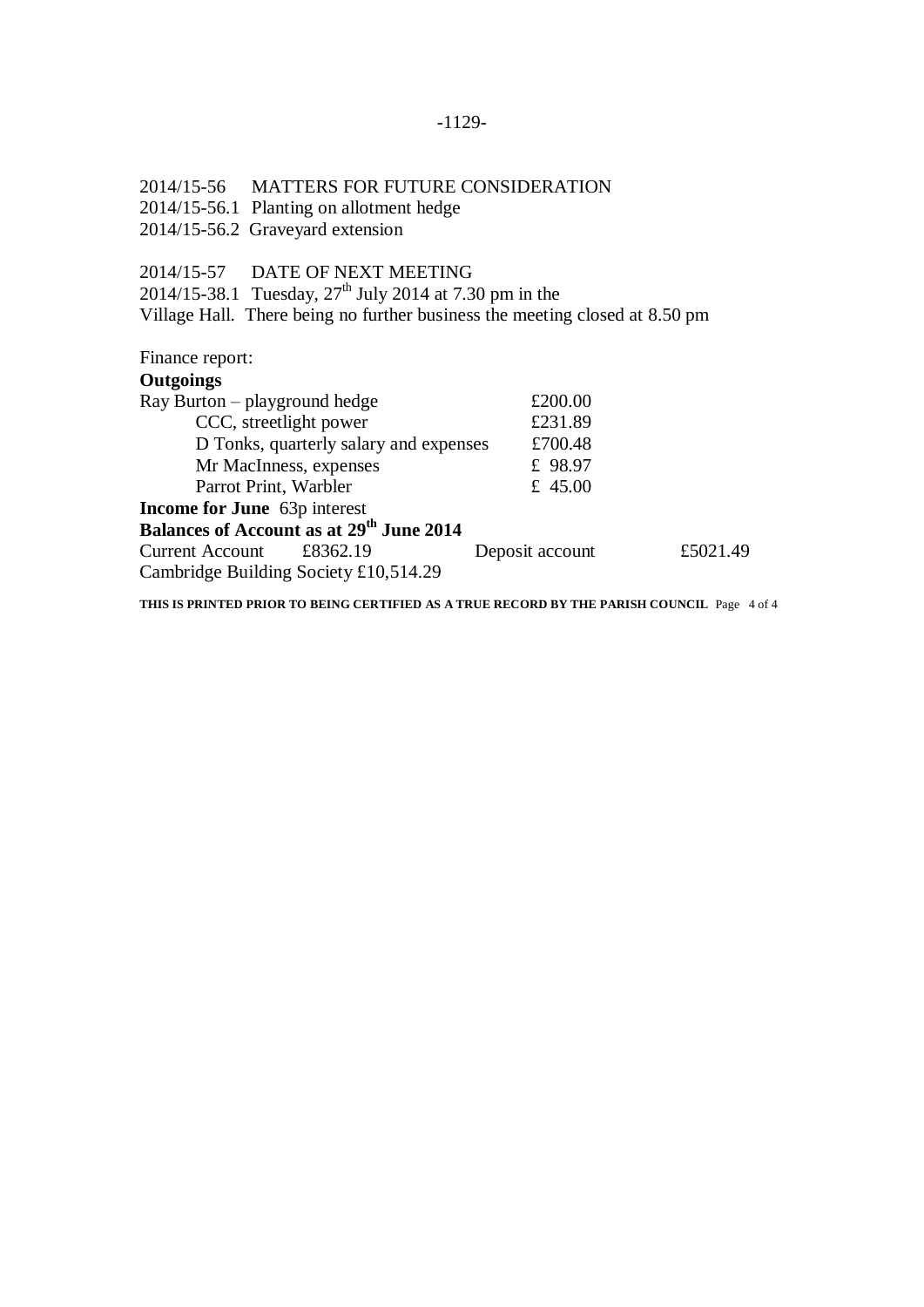2014/15-56 MATTERS FOR FUTURE CONSIDERATION

2014/15-56.1 Planting on allotment hedge

2014/15-56.2 Graveyard extension

2014/15-57 DATE OF NEXT MEETING

2014/15-38.1 Tuesday, 27th July 2014 at 7.30 pm in the Village Hall. There being no further business the meeting closed at 8.50 pm

Finance report:

**Outgoings**

| | |
|---|---|
| Ray Burton – playground hedge | £200.00 |
| CCC, streetlight power | £231.89 |
| D Tonks, quarterly salary and expenses | £700.48 |
| Mr MacInness, expenses | £ 98.97 |
| Parrot Print, Warbler | £ 45.00 |

**Income for June** 63p interest

**Balances of Account as at 29th June 2014**

| | | | |
|---|---|---|---|
| Current Account | £8362.19 | Deposit account | £5021.49 |

Cambridge Building Society £10,514.29

**THIS IS PRINTED PRIOR TO BEING CERTIFIED AS A TRUE RECORD BY THE PARISH COUNCIL**